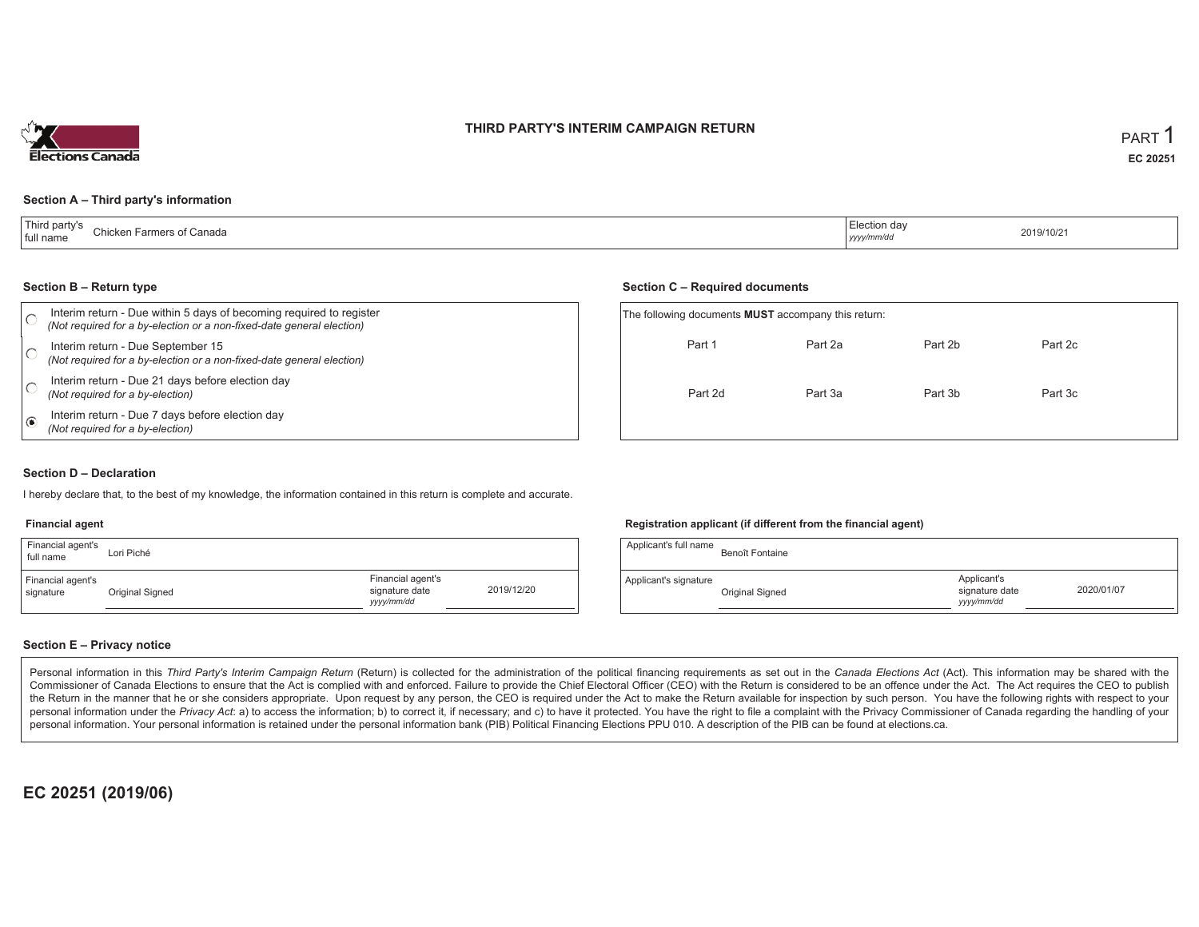# THIRD PARTY'S INTERIM CAMPAIGN RETURN

PART 1

**EC 20251**

## Section A – Third party's information

| Third party's full name | Chicken Farmers of Canada | Election day *yyyy/mm/dd* | 2019/10/21 |
|---|---|---|---|

## Section B – Return type

- ◯ Interim return - Due within 5 days of becoming required to register
  *(Not required for a by-election or a non-fixed-date general election)*
- ◯ Interim return - Due September 15
  *(Not required for a by-election or a non-fixed-date general election)*
- ◯ Interim return - Due 21 days before election day
  *(Not required for a by-election)*
- ◉ Interim return - Due 7 days before election day
  *(Not required for a by-election)*

## Section C – Required documents

The following documents **MUST** accompany this return:

| Part 1 | Part 2a | Part 2b | Part 2c |
|---|---|---|---|
| Part 2d | Part 3a | Part 3b | Part 3c |

## Section D – Declaration

I hereby declare that, to the best of my knowledge, the information contained in this return is complete and accurate.

### Financial agent

| Financial agent's full name | Lori Piché | | |
|---|---|---|---|
| Financial agent's signature | Original Signed | Financial agent's signature date *yyyy/mm/dd* | 2019/12/20 |

### Registration applicant (if different from the financial agent)

| Applicant's full name | Benoît Fontaine | | |
|---|---|---|---|
| Applicant's signature | Original Signed | Applicant's signature date *yyyy/mm/dd* | 2020/01/07 |

## Section E – Privacy notice

Personal information in this *Third Party's Interim Campaign Return* (Return) is collected for the administration of the political financing requirements as set out in the *Canada Elections Act* (Act). This information may be shared with the Commissioner of Canada Elections to ensure that the Act is complied with and enforced. Failure to provide the Chief Electoral Officer (CEO) with the Return is considered to be an offence under the Act. The Act requires the CEO to publish the Return in the manner that he or she considers appropriate. Upon request by any person, the CEO is required under the Act to make the Return available for inspection by such person. You have the following rights with respect to your personal information under the *Privacy Act*: a) to access the information; b) to correct it, if necessary; and c) to have it protected. You have the right to file a complaint with the Privacy Commissioner of Canada regarding the handling of your personal information. Your personal information is retained under the personal information bank (PIB) Political Financing Elections PPU 010. A description of the PIB can be found at elections.ca.

**EC 20251 (2019/06)**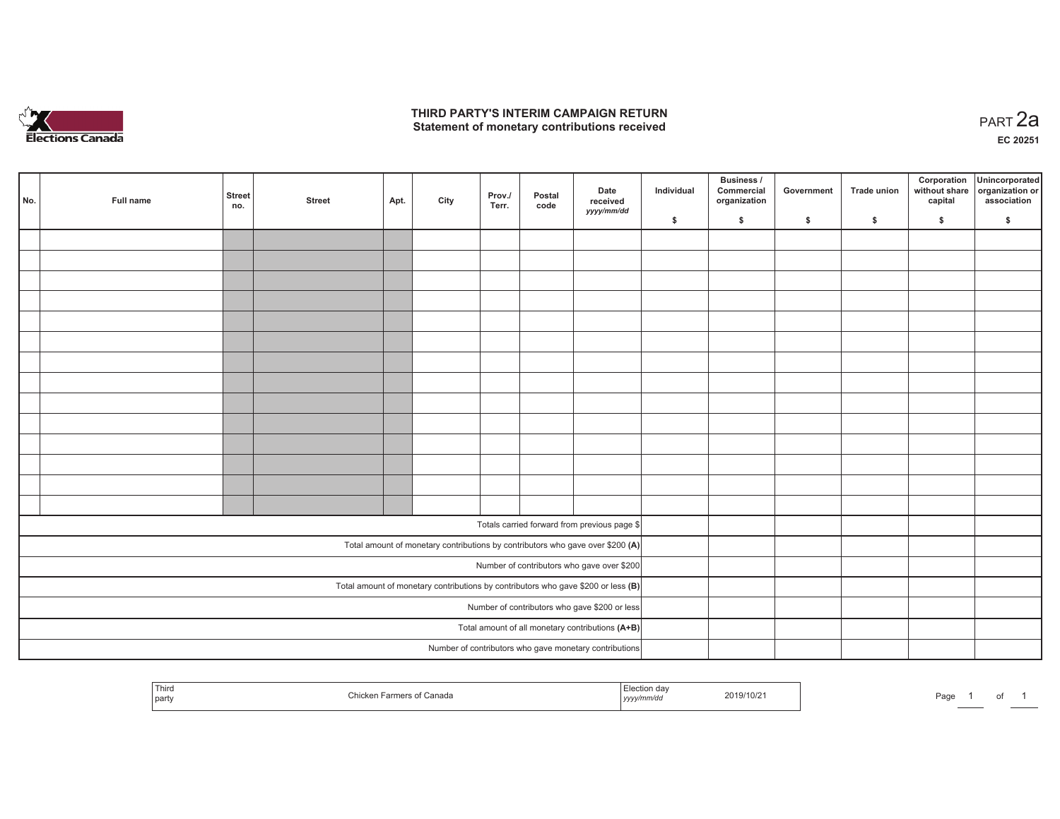# THIRD PARTY'S INTERIM CAMPAIGN RETURN
## Statement of monetary contributions received

PART 2a

EC 20251

| No. | Full name | Street no. | Street | Apt. | City | Prov./ Terr. | Postal code | Date received yyyy/mm/dd | Individual $ | Business / Commercial organization $ | Government $ | Trade union $ | Corporation without share capital $ | Unincorporated organization or association $ |
|---|---|---|---|---|---|---|---|---|---|---|---|---|---|---|
| | | | | | | | | | | | | | | |
| | | | | | | | | | | | | | | |
| | | | | | | | | | | | | | | |
| | | | | | | | | | | | | | | |
| | | | | | | | | | | | | | | |
| | | | | | | | | | | | | | | |
| | | | | | | | | | | | | | | |
| | | | | | | | | | | | | | | |
| | | | | | | | | | | | | | | |
| | | | | | | | | | | | | | | |
| | | | | | | | | | | | | | | |
| | | | | | | | | | | | | | | |
| | | | | | | | | | | | | | | |
| | | | | | | | | | | | | | | |
| Totals carried forward from previous page $ | | | | | | | | | | | | | | |
| Total amount of monetary contributions by contributors who gave over $200 **(A)** | | | | | | | | | | | | | | |
| Number of contributors who gave over $200 | | | | | | | | | | | | | | |
| Total amount of monetary contributions by contributors who gave $200 or less **(B)** | | | | | | | | | | | | | | |
| Number of contributors who gave $200 or less | | | | | | | | | | | | | | |
| Total amount of all monetary contributions **(A+B)** | | | | | | | | | | | | | | |
| Number of contributors who gave monetary contributions | | | | | | | | | | | | | | |

| Third party | Chicken Farmers of Canada | Election day *yyyy/mm/dd* | 2019/10/21 |
|---|---|---|---|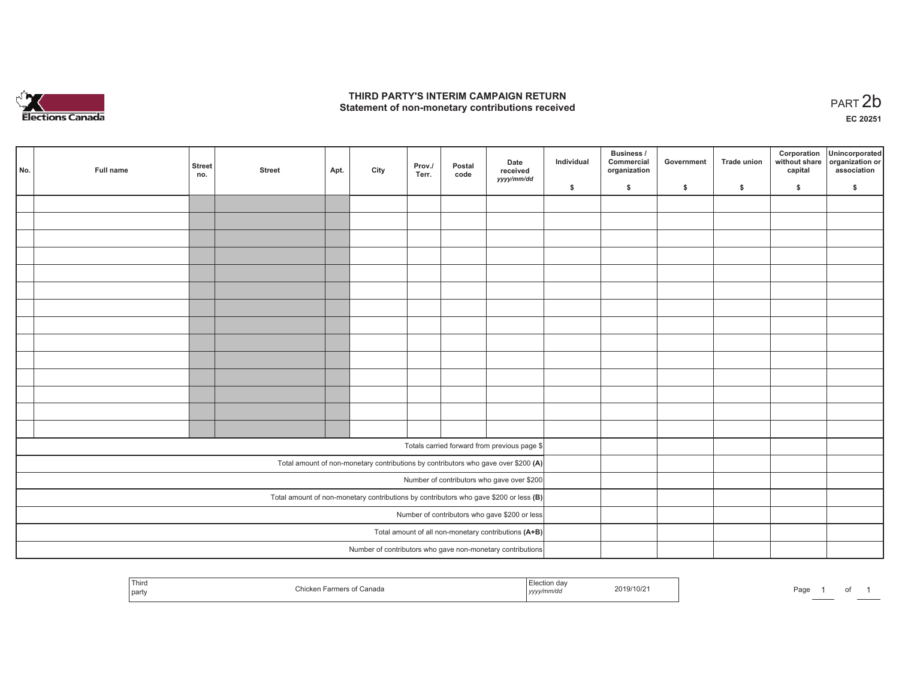# THIRD PARTY'S INTERIM CAMPAIGN RETURN
## Statement of non-monetary contributions received

PART 2b

EC 20251

| No. | Full name | Street no. | Street | Apt. | City | Prov./ Terr. | Postal code | Date received yyyy/mm/dd | Individual $ | Business / Commercial organization $ | Government $ | Trade union $ | Corporation without share capital $ | Unincorporated organization or association $ |
|---|---|---|---|---|---|---|---|---|---|---|---|---|---|---|
| | | | | | | | | | | | | | | |
| | | | | | | | | | | | | | | |
| | | | | | | | | | | | | | | |
| | | | | | | | | | | | | | | |
| | | | | | | | | | | | | | | |
| | | | | | | | | | | | | | | |
| | | | | | | | | | | | | | | |
| | | | | | | | | | | | | | | |
| | | | | | | | | | | | | | | |
| | | | | | | | | | | | | | | |
| | | | | | | | | | | | | | | |
| | | | | | | | | | | | | | | |
| | | | | | | | | | | | | | | |
| | | | | | | | | | | | | | | |
| Totals carried forward from previous page $ | | | | | | | | | | | | | | |
| Total amount of non-monetary contributions by contributors who gave over $200 **(A)** | | | | | | | | | | | | | | |
| Number of contributors who gave over $200 | | | | | | | | | | | | | | |
| Total amount of non-monetary contributions by contributors who gave $200 or less **(B)** | | | | | | | | | | | | | | |
| Number of contributors who gave $200 or less | | | | | | | | | | | | | | |
| Total amount of all non-monetary contributions **(A+B)** | | | | | | | | | | | | | | |
| Number of contributors who gave non-monetary contributions | | | | | | | | | | | | | | |

| Third party | Chicken Farmers of Canada | Election day yyyy/mm/dd | 2019/10/21 |
|---|---|---|---|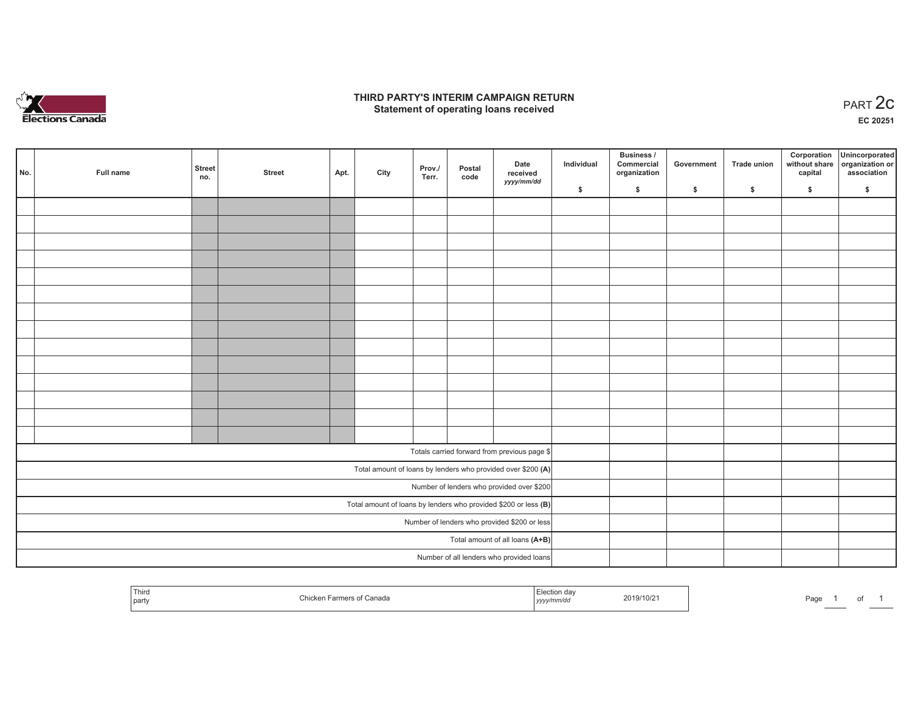# THIRD PARTY'S INTERIM CAMPAIGN RETURN
## Statement of operating loans received

PART 2c

EC 20251

| No. | Full name | Street no. | Street | Apt. | City | Prov./ Terr. | Postal code | Date received yyyy/mm/dd | Individual $ | Business / Commercial organization $ | Government $ | Trade union $ | Corporation without share capital $ | Unincorporated organization or association $ |
|---|---|---|---|---|---|---|---|---|---|---|---|---|---|---|
| | | | | | | | | | | | | | | |
| | | | | | | | | | | | | | | |
| | | | | | | | | | | | | | | |
| | | | | | | | | | | | | | | |
| | | | | | | | | | | | | | | |
| | | | | | | | | | | | | | | |
| | | | | | | | | | | | | | | |
| | | | | | | | | | | | | | | |
| | | | | | | | | | | | | | | |
| | | | | | | | | | | | | | | |
| | | | | | | | | | | | | | | |
| | | | | | | | | | | | | | | |
| | | | | | | | | | | | | | | |
| | | | | | | | | | | | | | | |
| Totals carried forward from previous page $ | | | | | | | | | | | | | | |
| Total amount of loans by lenders who provided over $200 **(A)** | | | | | | | | | | | | | | |
| Number of lenders who provided over $200 | | | | | | | | | | | | | | |
| Total amount of loans by lenders who provided $200 or less **(B)** | | | | | | | | | | | | | | |
| Number of lenders who provided $200 or less | | | | | | | | | | | | | | |
| Total amount of all loans **(A+B)** | | | | | | | | | | | | | | |
| Number of all lenders who provided loans | | | | | | | | | | | | | | |

| Third party | Chicken Farmers of Canada | Election day yyyy/mm/dd | 2019/10/21 |
|---|---|---|---|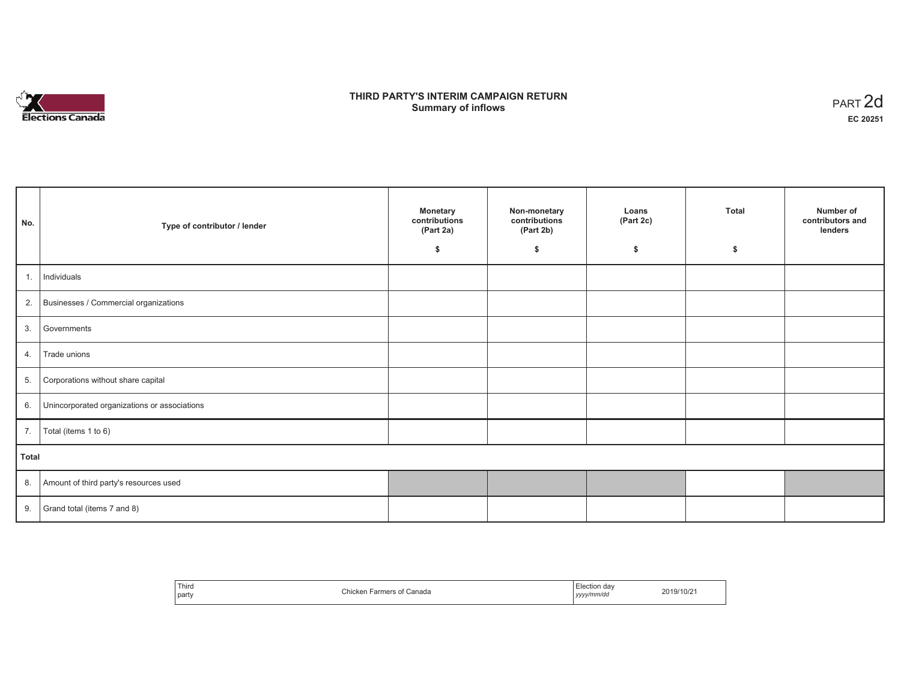# THIRD PARTY'S INTERIM CAMPAIGN RETURN
## Summary of inflows

PART 2d
**EC 20251**

| No. | Type of contributor / lender | Monetary contributions (Part 2a) $ | Non-monetary contributions (Part 2b) $ | Loans (Part 2c) $ | Total $ | Number of contributors and lenders |
|---|---|---|---|---|---|---|
| 1. | Individuals | | | | | |
| 2. | Businesses / Commercial organizations | | | | | |
| 3. | Governments | | | | | |
| 4. | Trade unions | | | | | |
| 5. | Corporations without share capital | | | | | |
| 6. | Unincorporated organizations or associations | | | | | |
| 7. | Total (items 1 to 6) | | | | | |
| **Total** | | | | | | |
| 8. | Amount of third party's resources used | | | | | |
| 9. | Grand total (items 7 and 8) | | | | | |

| Third party | Chicken Farmers of Canada | Election day *yyyy/mm/dd* | 2019/10/21 |
|---|---|---|---|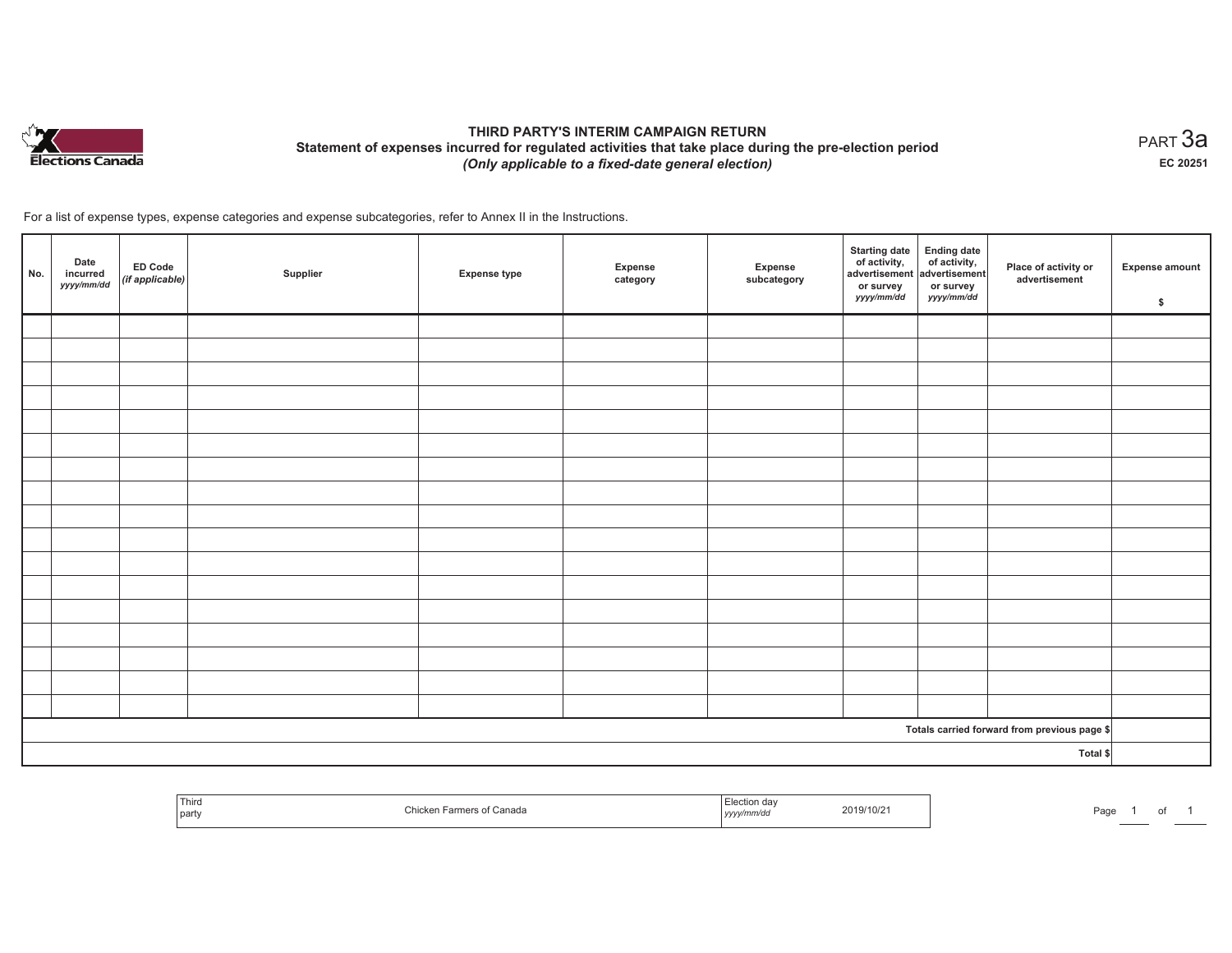Elections Canada

# THIRD PARTY'S INTERIM CAMPAIGN RETURN

## Statement of expenses incurred for regulated activities that take place during the pre-election period

*(Only applicable to a fixed-date general election)*

PART 3a

EC 20251

For a list of expense types, expense categories and expense subcategories, refer to Annex II in the Instructions.

| No. | Date incurred *yyyy/mm/dd* | ED Code *(if applicable)* | Supplier | Expense type | Expense category | Expense subcategory | Starting date of activity, advertisement or survey *yyyy/mm/dd* | Ending date of activity, advertisement or survey *yyyy/mm/dd* | Place of activity or advertisement | Expense amount $ |
|---|---|---|---|---|---|---|---|---|---|---|
| | | | | | | | | | | |
| | | | | | | | | | | |
| | | | | | | | | | | |
| | | | | | | | | | | |
| | | | | | | | | | | |
| | | | | | | | | | | |
| | | | | | | | | | | |
| | | | | | | | | | | |
| | | | | | | | | | | |
| | | | | | | | | | | |
| | | | | | | | | | | |
| | | | | | | | | | | |
| | | | | | | | | | | |
| | | | | | | | | | | |
| | | | | | | | | | | |
| | | | | | | | | | | |
| | | | | | | | | | | |
| Totals carried forward from previous page $ | | | | | | | | | | |
| Total $ | | | | | | | | | | |

| Third party | Chicken Farmers of Canada | Election day *yyyy/mm/dd* | 2019/10/21 |
|---|---|---|---|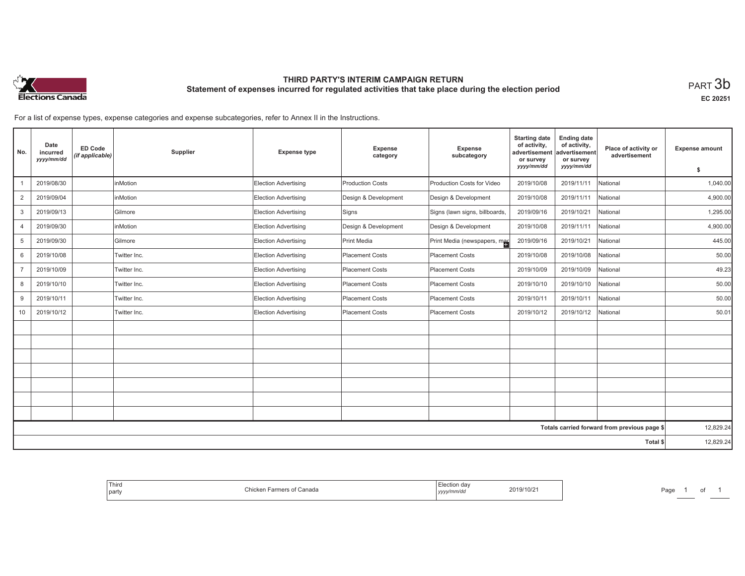# THIRD PARTY'S INTERIM CAMPAIGN RETURN

## Statement of expenses incurred for regulated activities that take place during the election period

PART 3b

EC 20251

For a list of expense types, expense categories and expense subcategories, refer to Annex II in the Instructions.

| No. | Date incurred yyyy/mm/dd | ED Code (if applicable) | Supplier | Expense type | Expense category | Expense subcategory | Starting date of activity, advertisement or survey yyyy/mm/dd | Ending date of activity, advertisement or survey yyyy/mm/dd | Place of activity or advertisement | Expense amount $ |
|---|---|---|---|---|---|---|---|---|---|---|
| 1 | 2019/08/30 | | inMotion | Election Advertising | Production Costs | Production Costs for Video | 2019/10/08 | 2019/11/11 | National | 1,040.00 |
| 2 | 2019/09/04 | | inMotion | Election Advertising | Design & Development | Design & Development | 2019/10/08 | 2019/11/11 | National | 4,900.00 |
| 3 | 2019/09/13 | | Gilmore | Election Advertising | Signs | Signs (lawn signs, billboards, | 2019/09/16 | 2019/10/21 | National | 1,295.00 |
| 4 | 2019/09/30 | | inMotion | Election Advertising | Design & Development | Design & Development | 2019/10/08 | 2019/11/11 | National | 4,900.00 |
| 5 | 2019/09/30 | | Gilmore | Election Advertising | Print Media | Print Media (newspapers, mag | 2019/09/16 | 2019/10/21 | National | 445.00 |
| 6 | 2019/10/08 | | Twitter Inc. | Election Advertising | Placement Costs | Placement Costs | 2019/10/08 | 2019/10/08 | National | 50.00 |
| 7 | 2019/10/09 | | Twitter Inc. | Election Advertising | Placement Costs | Placement Costs | 2019/10/09 | 2019/10/09 | National | 49.23 |
| 8 | 2019/10/10 | | Twitter Inc. | Election Advertising | Placement Costs | Placement Costs | 2019/10/10 | 2019/10/10 | National | 50.00 |
| 9 | 2019/10/11 | | Twitter Inc. | Election Advertising | Placement Costs | Placement Costs | 2019/10/11 | 2019/10/11 | National | 50.00 |
| 10 | 2019/10/12 | | Twitter Inc. | Election Advertising | Placement Costs | Placement Costs | 2019/10/12 | 2019/10/12 | National | 50.01 |
| | | | | | | | | | | |
| | | | | | | | | | | |
| | | | | | | | | | | |
| | | | | | | | | | | |
| | | | | | | | | | | |
| | | | | | | | | | | |
| | | | | | | | | | | |
| | | | | | | | | | Totals carried forward from previous page $ | 12,829.24 |
| | | | | | | | | | Total $ | 12,829.24 |

| Third party | Chicken Farmers of Canada | Election day yyyy/mm/dd | 2019/10/21 |
|---|---|---|---|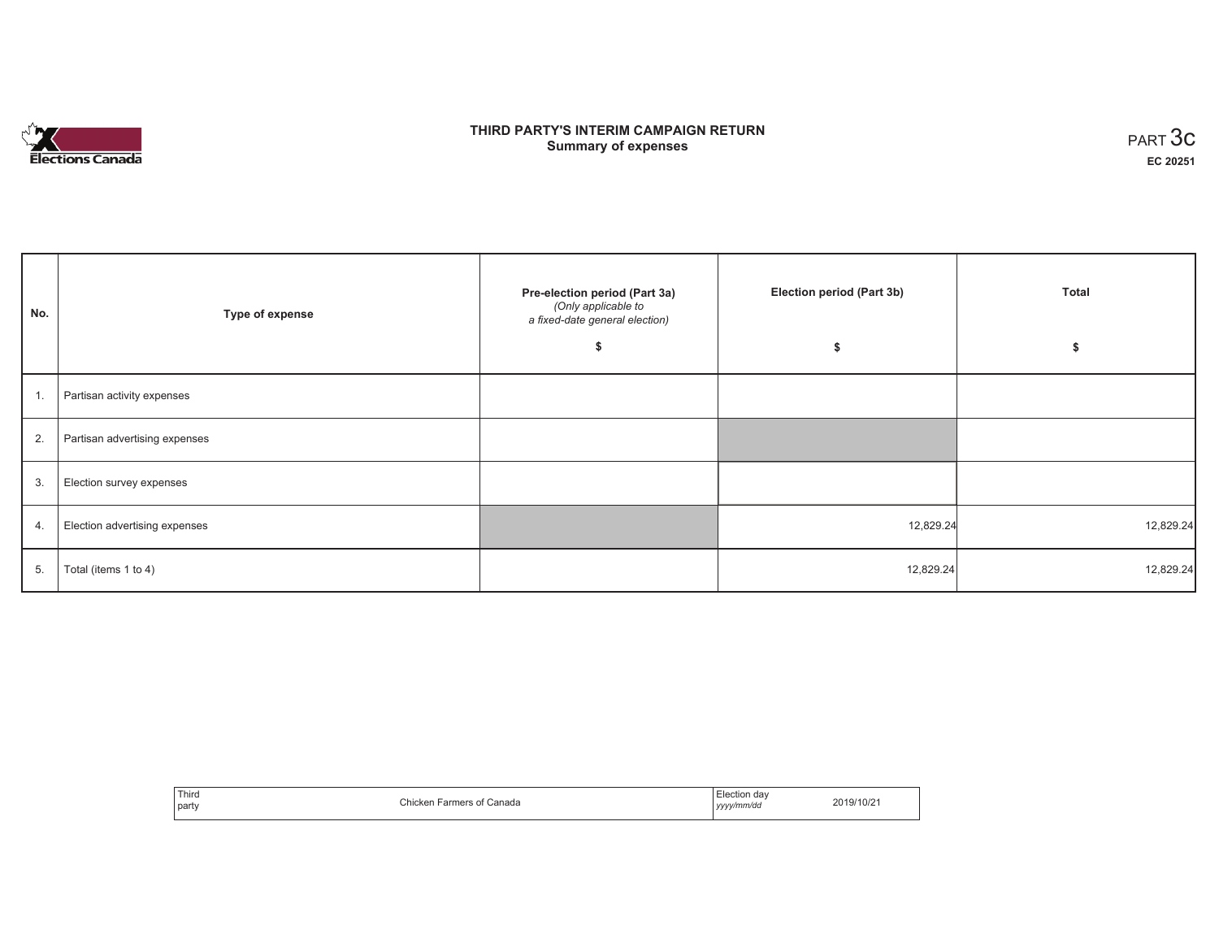# THIRD PARTY'S INTERIM CAMPAIGN RETURN
## Summary of expenses

PART 3c

EC 20251

| No. | Type of expense | Pre-election period (Part 3a) *(Only applicable to a fixed-date general election)* $ | Election period (Part 3b) $ | Total $ |
|---|---|---|---|---|
| 1. | Partisan activity expenses | | | |
| 2. | Partisan advertising expenses | | | |
| 3. | Election survey expenses | | | |
| 4. | Election advertising expenses | | 12,829.24 | 12,829.24 |
| 5. | Total (items 1 to 4) | | 12,829.24 | 12,829.24 |

| Third party | Chicken Farmers of Canada | Election day *yyyy/mm/dd* | 2019/10/21 |
|---|---|---|---|